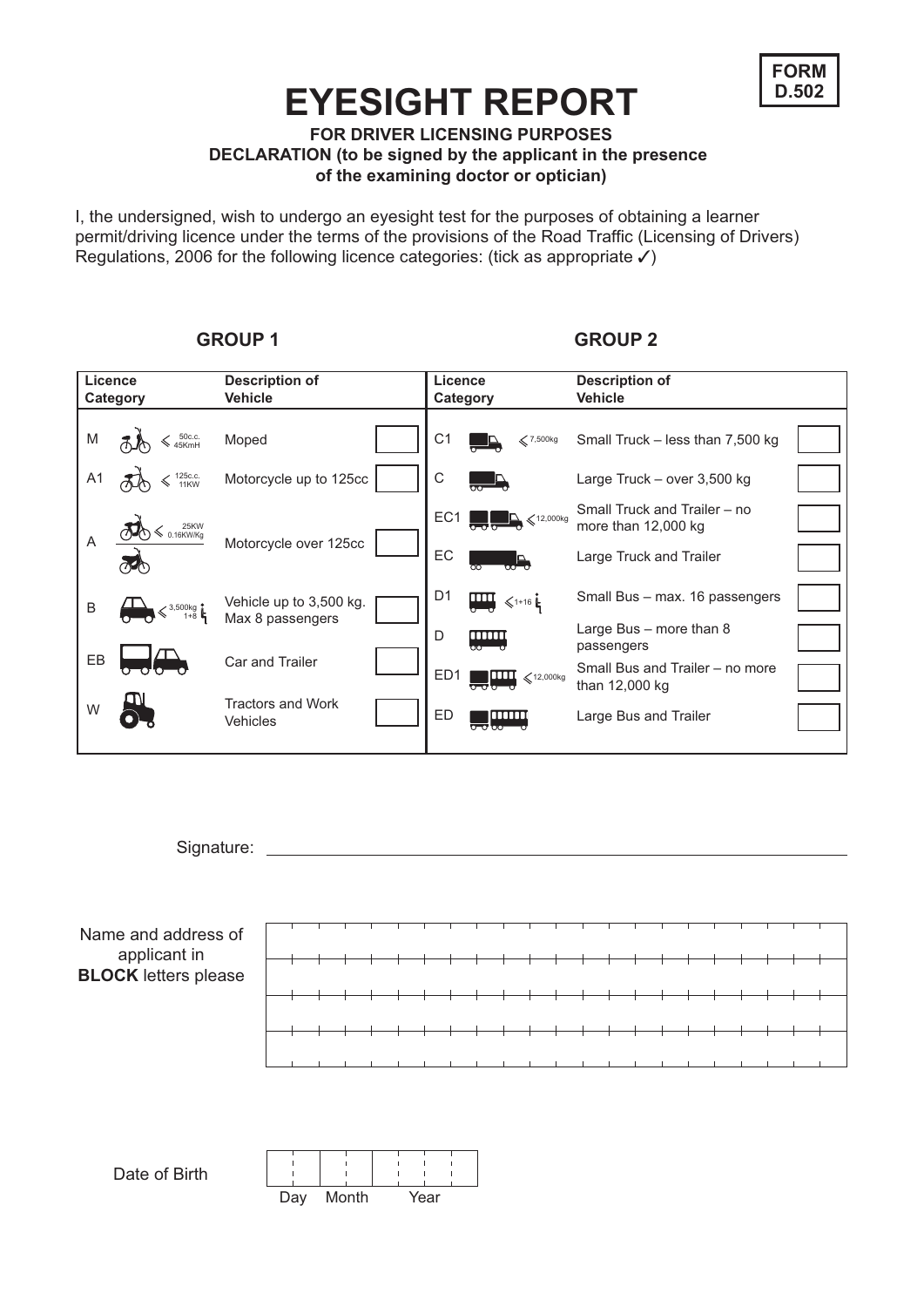**FORM D.502**

# EYESIGHT REPORT

**FOR DRIVER LICENSING PURPOSES**
**DECLARATION (to be signed by the applicant in the presence of the examining doctor or optician)**

I, the undersigned, wish to undergo an eyesight test for the purposes of obtaining a learner permit/driving licence under the terms of the provisions of the Road Traffic (Licensing of Drivers) Regulations, 2006 for the following licence categories: (tick as appropriate ✓)

| **GROUP 1** | | | **GROUP 2** | | |
|---|---|---|---|---|---|
| **Licence Category** | **Description of Vehicle** | | **Licence Category** | **Description of Vehicle** | |
| M ⩽ 50c.c. 45KmH | Moped | ☐ | C1 ⩽ 7,500kg | Small Truck – less than 7,500 kg | ☐ |
| A1 ⩽ 125c.c. 11KW | Motorcycle up to 125cc | ☐ | C | Large Truck – over 3,500 kg | ☐ |
| A ⩽ 25KW 0.16KW/Kg | Motorcycle over 125cc | ☐ | EC1 ⩽ 12,000kg | Small Truck and Trailer – no more than 12,000 kg | ☐ |
| | | | EC | Large Truck and Trailer | ☐ |
| B ⩽ 3,500kg 1+8 | Vehicle up to 3,500 kg. Max 8 passengers | ☐ | D1 ⩽ 1+16 | Small Bus – max. 16 passengers | ☐ |
| | | | D | Large Bus – more than 8 passengers | ☐ |
| EB | Car and Trailer | ☐ | ED1 ⩽ 12,000kg | Small Bus and Trailer – no more than 12,000 kg | ☐ |
| W | Tractors and Work Vehicles | ☐ | ED | Large Bus and Trailer | ☐ |

Signature: ______________________________________________

Name and address of applicant in **BLOCK** letters please

| |
|---|
| |
| |
| |
| |

Date of Birth

| | | |
|---|---|---|
| Day | Month | Year |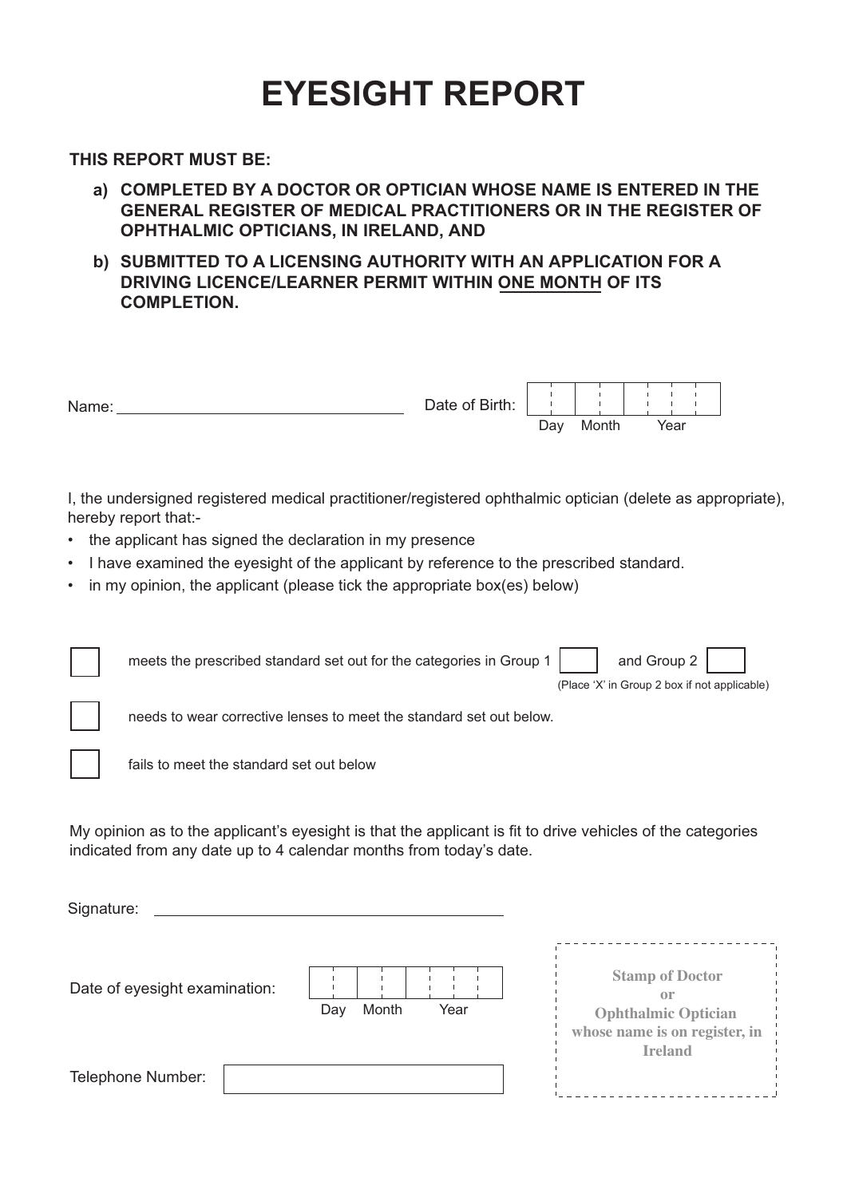# EYESIGHT REPORT

**THIS REPORT MUST BE:**

- **a) COMPLETED BY A DOCTOR OR OPTICIAN WHOSE NAME IS ENTERED IN THE GENERAL REGISTER OF MEDICAL PRACTITIONERS OR IN THE REGISTER OF OPHTHALMIC OPTICIANS, IN IRELAND, AND**
- **b) SUBMITTED TO A LICENSING AUTHORITY WITH AN APPLICATION FOR A DRIVING LICENCE/LEARNER PERMIT WITHIN ONE MONTH OF ITS COMPLETION.**

Name: ______________________________ Date of Birth: ☐☐ ☐☐ ☐☐☐☐ (Day Month Year)

I, the undersigned registered medical practitioner/registered ophthalmic optician (delete as appropriate), hereby report that:-

- the applicant has signed the declaration in my presence
- I have examined the eyesight of the applicant by reference to the prescribed standard.
- in my opinion, the applicant (please tick the appropriate box(es) below)

☐ meets the prescribed standard set out for the categories in Group 1 ☐ and Group 2 ☐
(Place 'X' in Group 2 box if not applicable)

☐ needs to wear corrective lenses to meet the standard set out below.

☐ fails to meet the standard set out below

My opinion as to the applicant's eyesight is that the applicant is fit to drive vehicles of the categories indicated from any date up to 4 calendar months from today's date.

Signature: ______________________________

Date of eyesight examination: ☐☐ ☐☐ ☐☐☐☐ (Day Month Year)

Telephone Number: ______________________________

Stamp of Doctor or Ophthalmic Optician whose name is on register, in Ireland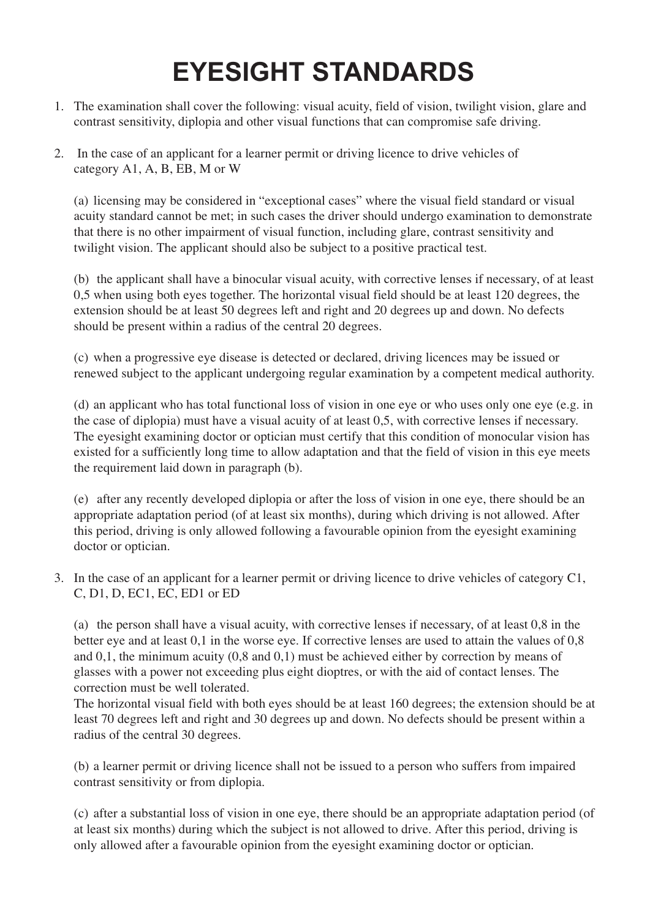# EYESIGHT STANDARDS

1. The examination shall cover the following: visual acuity, field of vision, twilight vision, glare and contrast sensitivity, diplopia and other visual functions that can compromise safe driving.

2. In the case of an applicant for a learner permit or driving licence to drive vehicles of category A1, A, B, EB, M or W

   (a) licensing may be considered in "exceptional cases" where the visual field standard or visual acuity standard cannot be met; in such cases the driver should undergo examination to demonstrate that there is no other impairment of visual function, including glare, contrast sensitivity and twilight vision. The applicant should also be subject to a positive practical test.

   (b) the applicant shall have a binocular visual acuity, with corrective lenses if necessary, of at least 0,5 when using both eyes together. The horizontal visual field should be at least 120 degrees, the extension should be at least 50 degrees left and right and 20 degrees up and down. No defects should be present within a radius of the central 20 degrees.

   (c) when a progressive eye disease is detected or declared, driving licences may be issued or renewed subject to the applicant undergoing regular examination by a competent medical authority.

   (d) an applicant who has total functional loss of vision in one eye or who uses only one eye (e.g. in the case of diplopia) must have a visual acuity of at least 0,5, with corrective lenses if necessary. The eyesight examining doctor or optician must certify that this condition of monocular vision has existed for a sufficiently long time to allow adaptation and that the field of vision in this eye meets the requirement laid down in paragraph (b).

   (e) after any recently developed diplopia or after the loss of vision in one eye, there should be an appropriate adaptation period (of at least six months), during which driving is not allowed. After this period, driving is only allowed following a favourable opinion from the eyesight examining doctor or optician.

3. In the case of an applicant for a learner permit or driving licence to drive vehicles of category C1, C, D1, D, EC1, EC, ED1 or ED

   (a) the person shall have a visual acuity, with corrective lenses if necessary, of at least 0,8 in the better eye and at least 0,1 in the worse eye. If corrective lenses are used to attain the values of 0,8 and 0,1, the minimum acuity (0,8 and 0,1) must be achieved either by correction by means of glasses with a power not exceeding plus eight dioptres, or with the aid of contact lenses. The correction must be well tolerated.
   The horizontal visual field with both eyes should be at least 160 degrees; the extension should be at least 70 degrees left and right and 30 degrees up and down. No defects should be present within a radius of the central 30 degrees.

   (b) a learner permit or driving licence shall not be issued to a person who suffers from impaired contrast sensitivity or from diplopia.

   (c) after a substantial loss of vision in one eye, there should be an appropriate adaptation period (of at least six months) during which the subject is not allowed to drive. After this period, driving is only allowed after a favourable opinion from the eyesight examining doctor or optician.